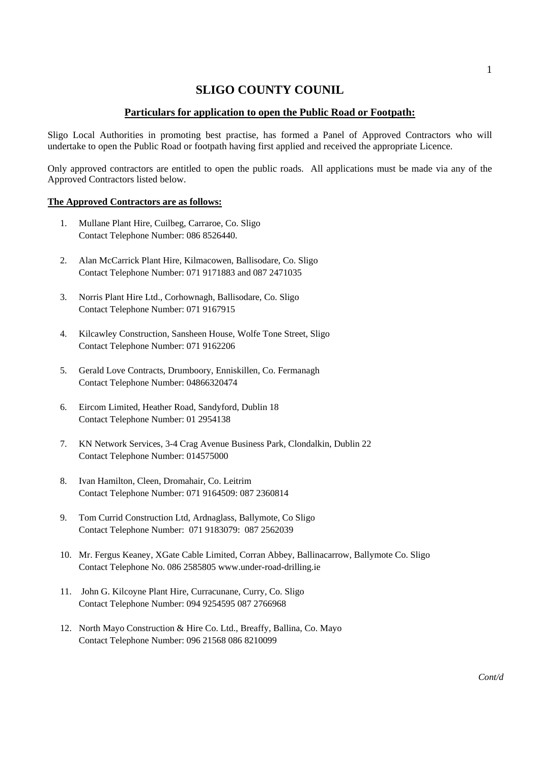# SLIGO COUNTY COUNIL

## Particulars for application to open the Public Road or Footpath:

Sligo Local Authorities in promoting best practise, has formed a Panel of Approved Contractors who will undertake to open the Public Road or footpath having first applied and received the appropriate Licence.

Only approved contractors are entitled to open the public roads. All applications must be made via any of the Approved Contractors listed below.

**The Approved Contractors are as follows:**

1. Mullane Plant Hire, Cuilbeg, Carraroe, Co. Sligo
   Contact Telephone Number: 086 8526440.

2. Alan McCarrick Plant Hire, Kilmacowen, Ballisodare, Co. Sligo
   Contact Telephone Number: 071 9171883 and 087 2471035

3. Norris Plant Hire Ltd., Corhownagh, Ballisodare, Co. Sligo
   Contact Telephone Number: 071 9167915

4. Kilcawley Construction, Sansheen House, Wolfe Tone Street, Sligo
   Contact Telephone Number: 071 9162206

5. Gerald Love Contracts, Drumboory, Enniskillen, Co. Fermanagh
   Contact Telephone Number: 04866320474

6. Eircom Limited, Heather Road, Sandyford, Dublin 18
   Contact Telephone Number: 01 2954138

7. KN Network Services, 3-4 Crag Avenue Business Park, Clondalkin, Dublin 22
   Contact Telephone Number: 014575000

8. Ivan Hamilton, Cleen, Dromahair, Co. Leitrim
   Contact Telephone Number: 071 9164509: 087 2360814

9. Tom Currid Construction Ltd, Ardnaglass, Ballymote, Co Sligo
   Contact Telephone Number: 071 9183079: 087 2562039

10. Mr. Fergus Keaney, XGate Cable Limited, Corran Abbey, Ballinacarrow, Ballymote Co. Sligo
    Contact Telephone No. 086 2585805 www.under-road-drilling.ie

11. John G. Kilcoyne Plant Hire, Curracunane, Curry, Co. Sligo
    Contact Telephone Number: 094 9254595 087 2766968

12. North Mayo Construction & Hire Co. Ltd., Breaffy, Ballina, Co. Mayo
    Contact Telephone Number: 096 21568 086 8210099

*Cont/d*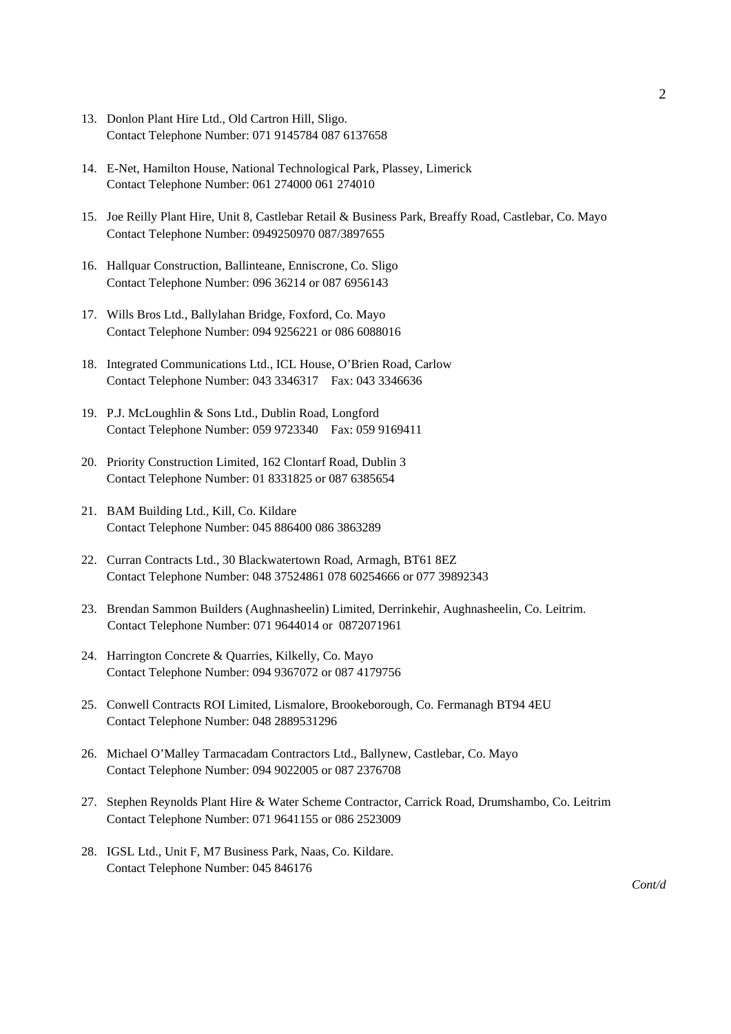13. Donlon Plant Hire Ltd., Old Cartron Hill, Sligo.
    Contact Telephone Number: 071 9145784 087 6137658

14. E-Net, Hamilton House, National Technological Park, Plassey, Limerick
    Contact Telephone Number: 061 274000 061 274010

15. Joe Reilly Plant Hire, Unit 8, Castlebar Retail & Business Park, Breaffy Road, Castlebar, Co. Mayo
    Contact Telephone Number: 0949250970 087/3897655

16. Hallquar Construction, Ballinteane, Enniscrone, Co. Sligo
    Contact Telephone Number: 096 36214 or 087 6956143

17. Wills Bros Ltd., Ballylahan Bridge, Foxford, Co. Mayo
    Contact Telephone Number: 094 9256221 or 086 6088016

18. Integrated Communications Ltd., ICL House, O'Brien Road, Carlow
    Contact Telephone Number: 043 3346317 Fax: 043 3346636

19. P.J. McLoughlin & Sons Ltd., Dublin Road, Longford
    Contact Telephone Number: 059 9723340 Fax: 059 9169411

20. Priority Construction Limited, 162 Clontarf Road, Dublin 3
    Contact Telephone Number: 01 8331825 or 087 6385654

21. BAM Building Ltd., Kill, Co. Kildare
    Contact Telephone Number: 045 886400 086 3863289

22. Curran Contracts Ltd., 30 Blackwatertown Road, Armagh, BT61 8EZ
    Contact Telephone Number: 048 37524861 078 60254666 or 077 39892343

23. Brendan Sammon Builders (Aughnasheelin) Limited, Derrinkehir, Aughnasheelin, Co. Leitrim.
    Contact Telephone Number: 071 9644014 or 0872071961

24. Harrington Concrete & Quarries, Kilkelly, Co. Mayo
    Contact Telephone Number: 094 9367072 or 087 4179756

25. Conwell Contracts ROI Limited, Lismalore, Brookeborough, Co. Fermanagh BT94 4EU
    Contact Telephone Number: 048 2889531296

26. Michael O'Malley Tarmacadam Contractors Ltd., Ballynew, Castlebar, Co. Mayo
    Contact Telephone Number: 094 9022005 or 087 2376708

27. Stephen Reynolds Plant Hire & Water Scheme Contractor, Carrick Road, Drumshambo, Co. Leitrim
    Contact Telephone Number: 071 9641155 or 086 2523009

28. IGSL Ltd., Unit F, M7 Business Park, Naas, Co. Kildare.
    Contact Telephone Number: 045 846176

*Cont/d*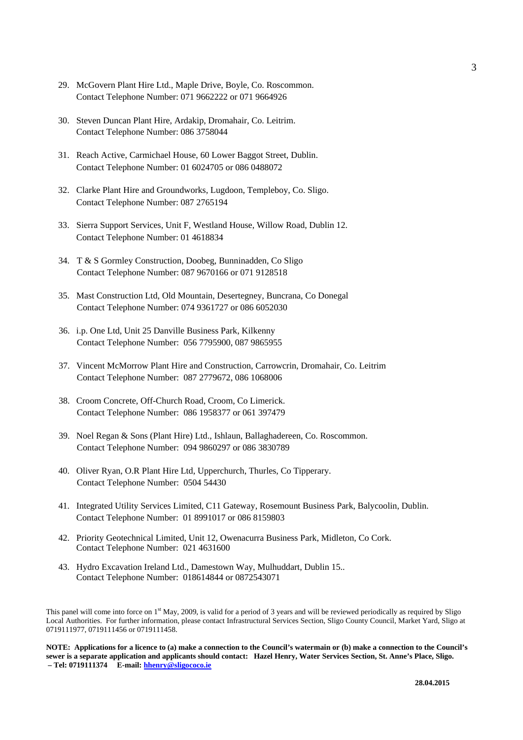29. McGovern Plant Hire Ltd., Maple Drive, Boyle, Co. Roscommon.
    Contact Telephone Number: 071 9662222 or 071 9664926

30. Steven Duncan Plant Hire, Ardakip, Dromahair, Co. Leitrim.
    Contact Telephone Number: 086 3758044

31. Reach Active, Carmichael House, 60 Lower Baggot Street, Dublin.
    Contact Telephone Number: 01 6024705 or 086 0488072

32. Clarke Plant Hire and Groundworks, Lugdoon, Templeboy, Co. Sligo.
    Contact Telephone Number: 087 2765194

33. Sierra Support Services, Unit F, Westland House, Willow Road, Dublin 12.
    Contact Telephone Number: 01 4618834

34. T & S Gormley Construction, Doobeg, Bunninadden, Co Sligo
    Contact Telephone Number: 087 9670166 or 071 9128518

35. Mast Construction Ltd, Old Mountain, Desertegney, Buncrana, Co Donegal
    Contact Telephone Number: 074 9361727 or 086 6052030

36. i.p. One Ltd, Unit 25 Danville Business Park, Kilkenny
    Contact Telephone Number: 056 7795900, 087 9865955

37. Vincent McMorrow Plant Hire and Construction, Carrowcrin, Dromahair, Co. Leitrim
    Contact Telephone Number: 087 2779672, 086 1068006

38. Croom Concrete, Off-Church Road, Croom, Co Limerick.
    Contact Telephone Number: 086 1958377 or 061 397479

39. Noel Regan & Sons (Plant Hire) Ltd., Ishlaun, Ballaghadereen, Co. Roscommon.
    Contact Telephone Number: 094 9860297 or 086 3830789

40. Oliver Ryan, O.R Plant Hire Ltd, Upperchurch, Thurles, Co Tipperary.
    Contact Telephone Number: 0504 54430

41. Integrated Utility Services Limited, C11 Gateway, Rosemount Business Park, Balycoolin, Dublin.
    Contact Telephone Number: 01 8991017 or 086 8159803

42. Priority Geotechnical Limited, Unit 12, Owenacurra Business Park, Midleton, Co Cork.
    Contact Telephone Number: 021 4631600

43. Hydro Excavation Ireland Ltd., Damestown Way, Mulhuddart, Dublin 15..
    Contact Telephone Number: 018614844 or 0872543071

This panel will come into force on 1st May, 2009, is valid for a period of 3 years and will be reviewed periodically as required by Sligo Local Authorities. For further information, please contact Infrastructural Services Section, Sligo County Council, Market Yard, Sligo at 0719111977, 0719111456 or 0719111458.

**NOTE: Applications for a licence to (a) make a connection to the Council's watermain or (b) make a connection to the Council's sewer is a separate application and applicants should contact: Hazel Henry, Water Services Section, St. Anne's Place, Sligo. – Tel: 0719111374 E-mail: hhenry@sligococo.ie**

**28.04.2015**